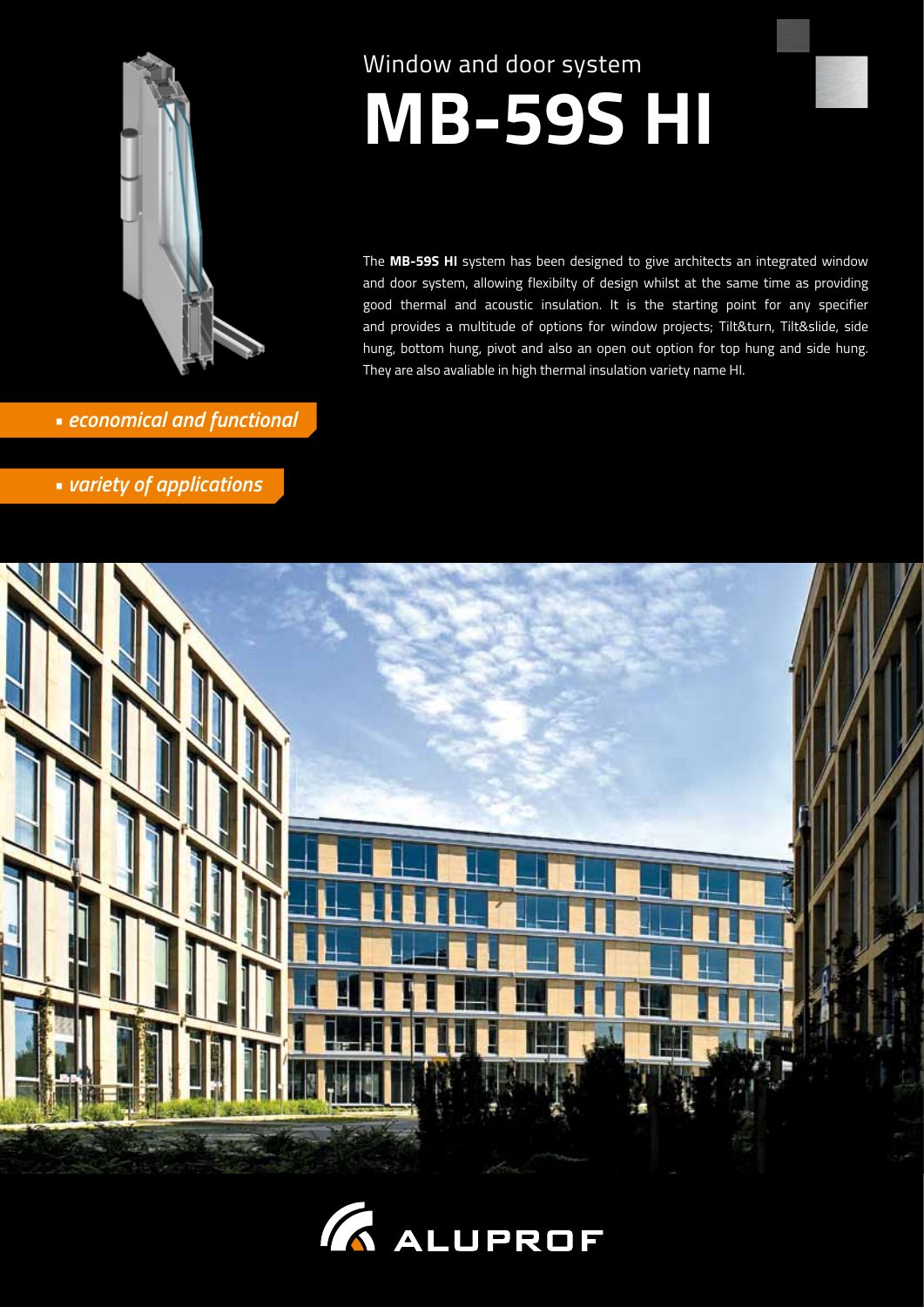Window and door system

# MB-59S HI

The **MB-59S HI** system has been designed to give architects an integrated window and door system, allowing flexibilty of design whilst at the same time as providing good thermal and acoustic insulation. It is the starting point for any specifier and provides a multitude of options for window projects; Tilt&turn, Tilt&slide, side hung, bottom hung, pivot and also an open out option for top hung and side hung. They are also avaliable in high thermal insulation variety name HI.

- *economical and functional*
- *variety of applications*

ALUPROF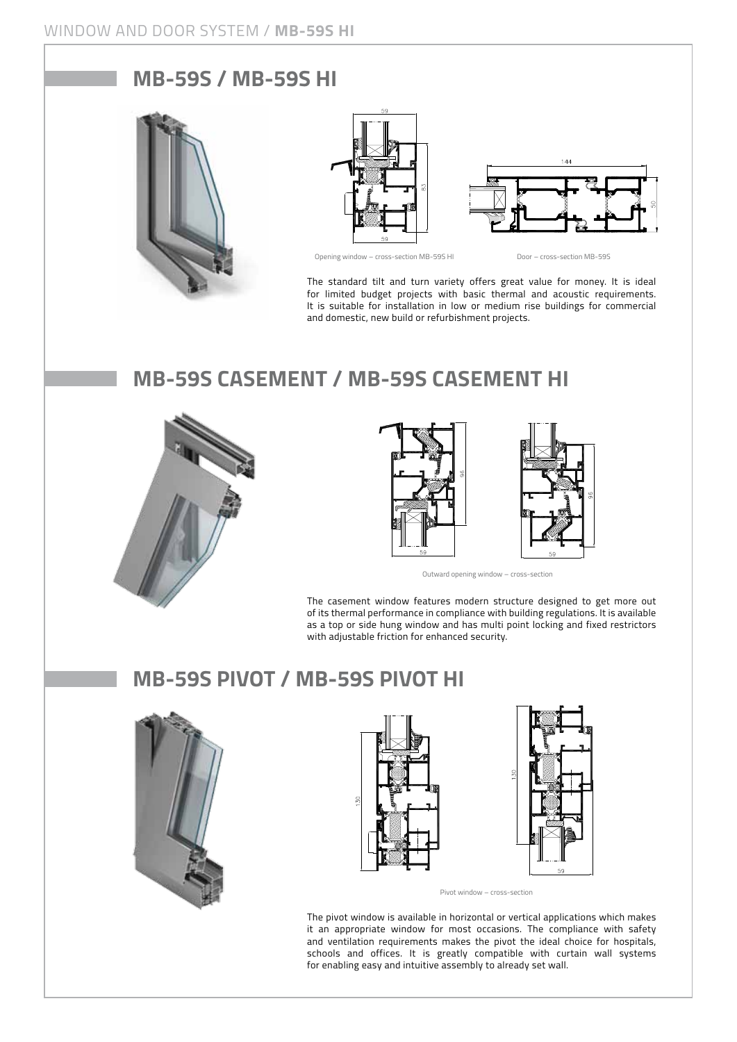## MB-59S / MB-59S HI

Opening window – cross-section MB-59S HI

Door – cross-section MB-59S

The standard tilt and turn variety offers great value for money. It is ideal for limited budget projects with basic thermal and acoustic requirements. It is suitable for installation in low or medium rise buildings for commercial and domestic, new build or refurbishment projects.

## MB-59S CASEMENT / MB-59S CASEMENT HI

Outward opening window – cross-section

The casement window features modern structure designed to get more out of its thermal performance in compliance with building regulations. It is available as a top or side hung window and has multi point locking and fixed restrictors with adjustable friction for enhanced security.

## MB-59S PIVOT / MB-59S PIVOT HI

Pivot window – cross-section

The pivot window is available in horizontal or vertical applications which makes it an appropriate window for most occasions. The compliance with safety and ventilation requirements makes the pivot the ideal choice for hospitals, schools and offices. It is greatly compatible with curtain wall systems for enabling easy and intuitive assembly to already set wall.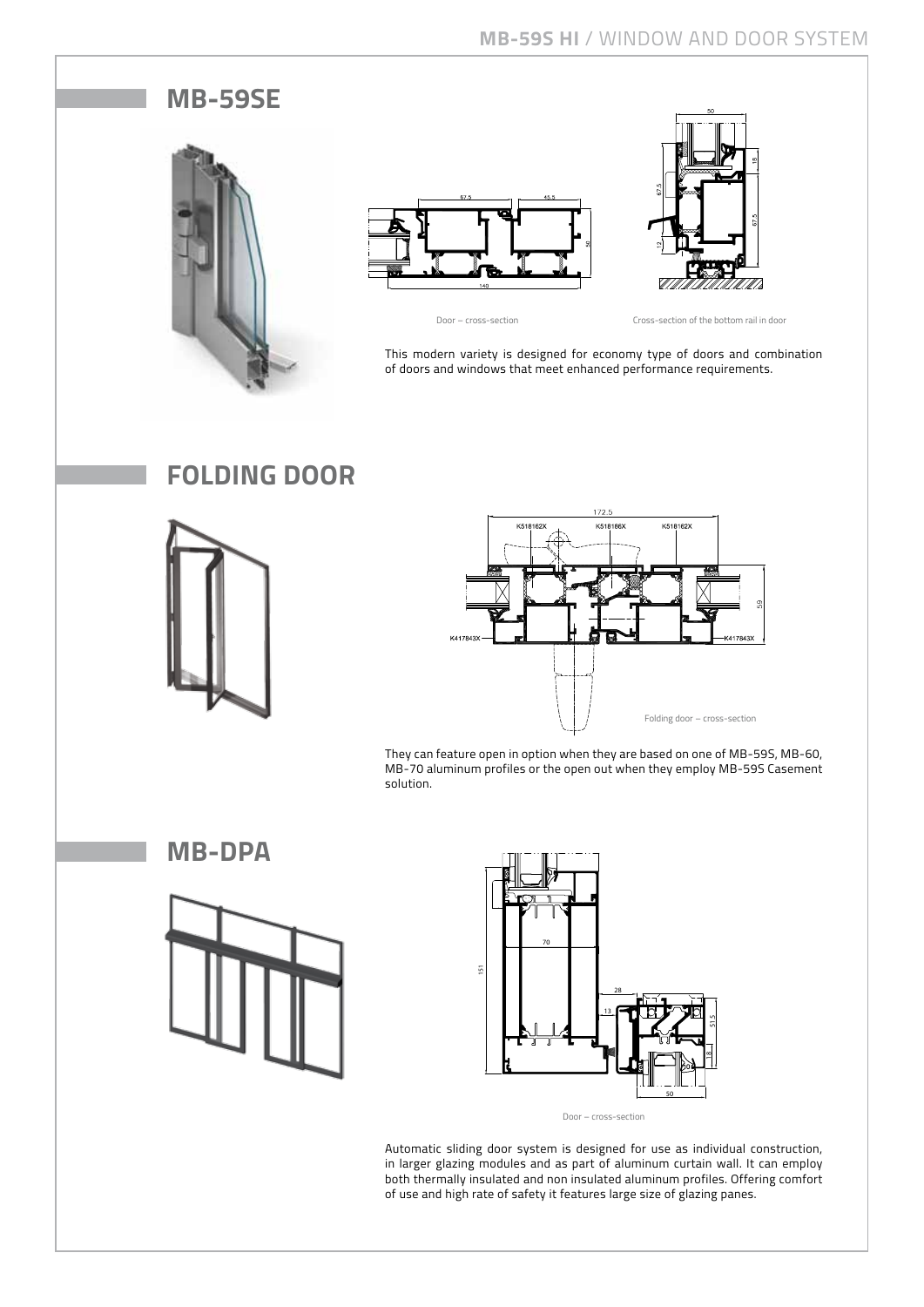## MB-59SE

Door – cross-section

Cross-section of the bottom rail in door

This modern variety is designed for economy type of doors and combination of doors and windows that meet enhanced performance requirements.

## FOLDING DOOR

Folding door – cross-section

They can feature open in option when they are based on one of MB-59S, MB-60, MB-70 aluminum profiles or the open out when they employ MB-59S Casement solution.

## MB-DPA

Door – cross-section

Automatic sliding door system is designed for use as individual construction, in larger glazing modules and as part of aluminum curtain wall. It can employ both thermally insulated and non insulated aluminum profiles. Offering comfort of use and high rate of safety it features large size of glazing panes.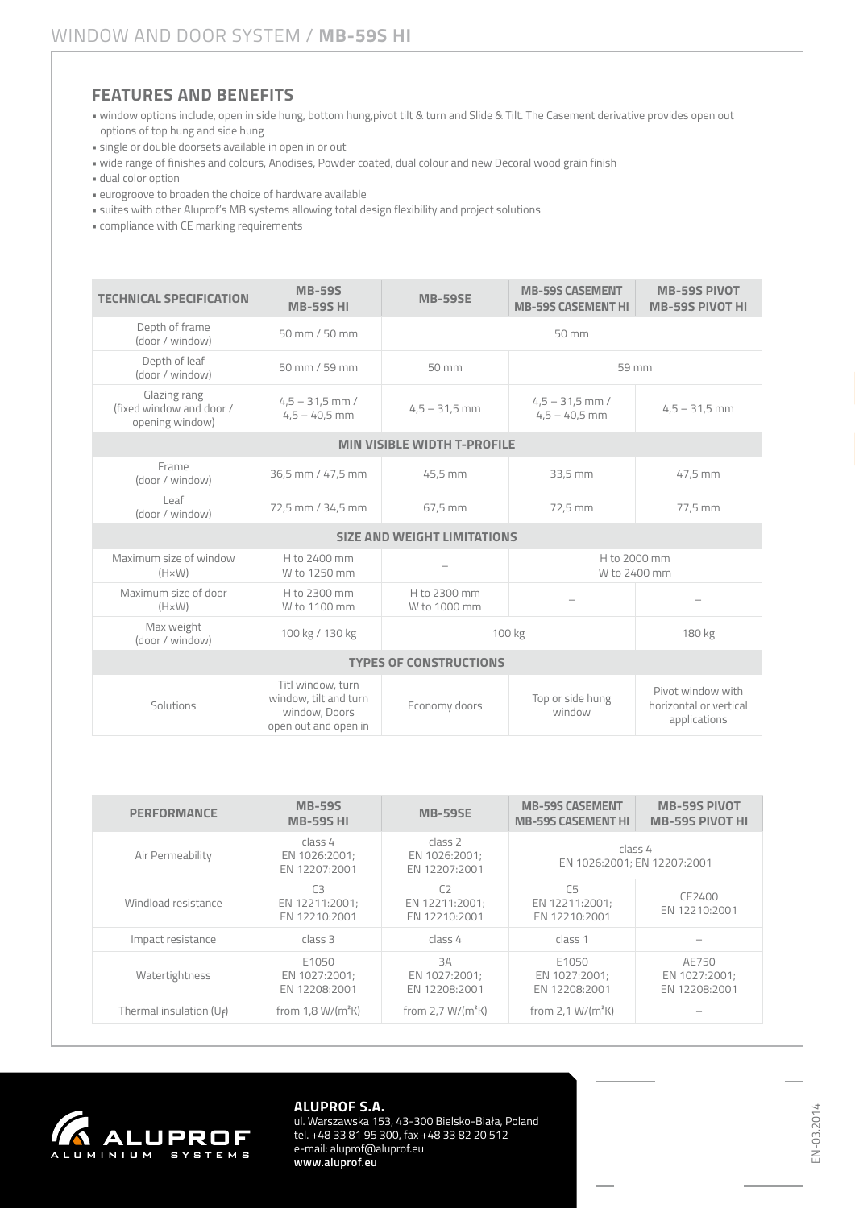# WINDOW AND DOOR SYSTEM / **MB-59S HI**

## FEATURES AND BENEFITS

- window options include, open in side hung, bottom hung,pivot tilt & turn and Slide & Tilt. The Casement derivative provides open out options of top hung and side hung
- single or double doorsets available in open in or out
- wide range of finishes and colours, Anodises, Powder coated, dual colour and new Decoral wood grain finish
- dual color option
- eurogroove to broaden the choice of hardware available
- suites with other Aluprof's MB systems allowing total design flexibility and project solutions
- compliance with CE marking requirements

| TECHNICAL SPECIFICATION | MB-59S MB-59S HI | MB-59SE | MB-59S CASEMENT MB-59S CASEMENT HI | MB-59S PIVOT MB-59S PIVOT HI |
|---|---|---|---|---|
| Depth of frame (door / window) | 50 mm / 50 mm | 50 mm | | |
| Depth of leaf (door / window) | 50 mm / 59 mm | 50 mm | 59 mm | |
| Glazing rang (fixed window and door / opening window) | 4,5 – 31,5 mm / 4,5 – 40,5 mm | 4,5 – 31,5 mm | 4,5 – 31,5 mm / 4,5 – 40,5 mm | 4,5 – 31,5 mm |
| **MIN VISIBLE WIDTH T-PROFILE** | | | | |
| Frame (door / window) | 36,5 mm / 47,5 mm | 45,5 mm | 33,5 mm | 47,5 mm |
| Leaf (door / window) | 72,5 mm / 34,5 mm | 67,5 mm | 72,5 mm | 77,5 mm |
| **SIZE AND WEIGHT LIMITATIONS** | | | | |
| Maximum size of window (H×W) | H to 2400 mm W to 1250 mm | – | H to 2000 mm W to 2400 mm | |
| Maximum size of door (H×W) | H to 2300 mm W to 1100 mm | H to 2300 mm W to 1000 mm | – | – |
| Max weight (door / window) | 100 kg / 130 kg | 100 kg | | 180 kg |
| **TYPES OF CONSTRUCTIONS** | | | | |
| Solutions | Titl window, turn window, tilt and turn window, Doors open out and open in | Economy doors | Top or side hung window | Pivot window with horizontal or vertical applications |

| PERFORMANCE | MB-59S MB-59S HI | MB-59SE | MB-59S CASEMENT MB-59S CASEMENT HI | MB-59S PIVOT MB-59S PIVOT HI |
|---|---|---|---|---|
| Air Permeability | class 4 EN 1026:2001; EN 12207:2001 | class 2 EN 1026:2001; EN 12207:2001 | class 4 EN 1026:2001; EN 12207:2001 | |
| Windload resistance | C3 EN 12211:2001; EN 12210:2001 | C2 EN 12211:2001; EN 12210:2001 | C5 EN 12211:2001; EN 12210:2001 | CE2400 EN 12210:2001 |
| Impact resistance | class 3 | class 4 | class 1 | – |
| Watertightness | E1050 EN 1027:2001; EN 12208:2001 | 3A EN 1027:2001; EN 12208:2001 | E1050 EN 1027:2001; EN 12208:2001 | AE750 EN 1027:2001; EN 12208:2001 |
| Thermal insulation ($U_f$) | from 1,8 W/(m²K) | from 2,7 W/(m²K) | from 2,1 W/(m²K) | – |

**ALUPROF S.A.**
ul. Warszawska 153, 43-300 Bielsko-Biała, Poland
tel. +48 33 81 95 300, fax +48 33 82 20 512
e-mail: aluprof@aluprof.eu
**www.aluprof.eu**

EN-03.2014